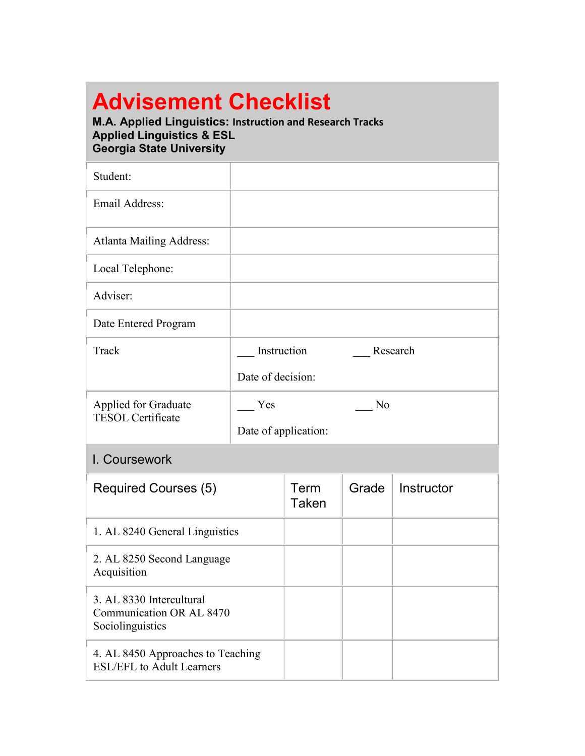# Advisement Checklist

**M.A. Applied Linguistics: Instruction and Research Tracks**
**Applied Linguistics & ESL**
**Georgia State University**

| | |
|---|---|
| Student: | |
| Email Address: | |
| Atlanta Mailing Address: | |
| Local Telephone: | |
| Adviser: | |
| Date Entered Program | |
| Track | ___ Instruction ___ Research<br><br>Date of decision: |
| Applied for Graduate TESOL Certificate | ___ Yes ___ No<br><br>Date of application: |

## I. Coursework

| Required Courses (5) | Term Taken | Grade | Instructor |
|---|---|---|---|
| 1. AL 8240 General Linguistics | | | |
| 2. AL 8250 Second Language Acquisition | | | |
| 3. AL 8330 Intercultural Communication OR AL 8470 Sociolinguistics | | | |
| 4. AL 8450 Approaches to Teaching ESL/EFL to Adult Learners | | | |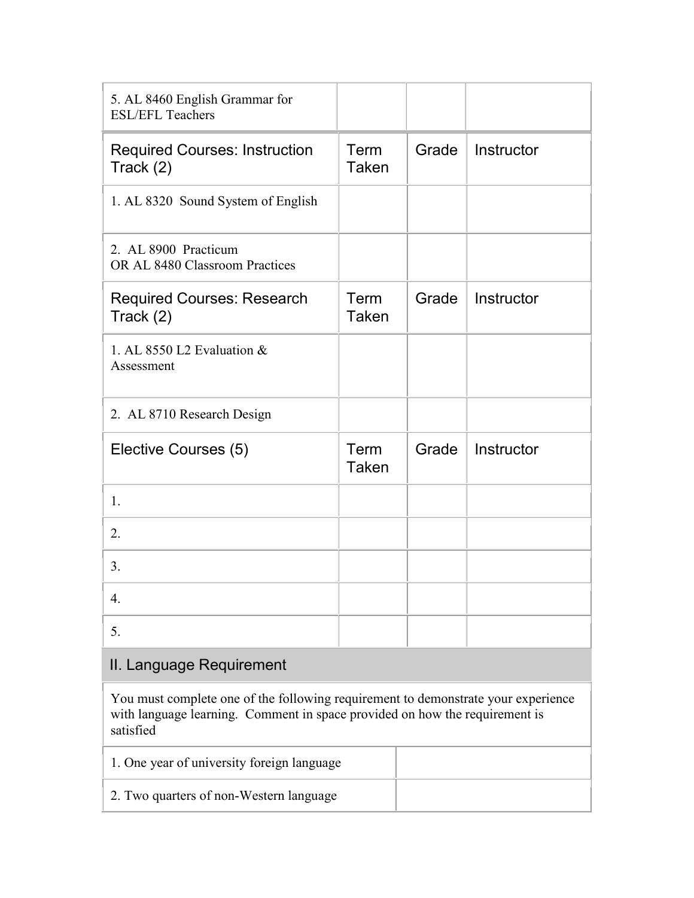| 5. AL 8460 English Grammar for ESL/EFL Teachers | | | |
|---|---|---|---|
| **Required Courses: Instruction Track (2)** | **Term Taken** | **Grade** | **Instructor** |
| 1. AL 8320 Sound System of English | | | |
| 2. AL 8900 Practicum OR AL 8480 Classroom Practices | | | |
| **Required Courses: Research Track (2)** | **Term Taken** | **Grade** | **Instructor** |
| 1. AL 8550 L2 Evaluation & Assessment | | | |
| 2. AL 8710 Research Design | | | |
| **Elective Courses (5)** | **Term Taken** | **Grade** | **Instructor** |
| 1. | | | |
| 2. | | | |
| 3. | | | |
| 4. | | | |
| 5. | | | |

## II. Language Requirement

You must complete one of the following requirement to demonstrate your experience with language learning. Comment in space provided on how the requirement is satisfied

| Requirement | Comment |
|---|---|
| 1. One year of university foreign language | |
| 2. Two quarters of non-Western language | |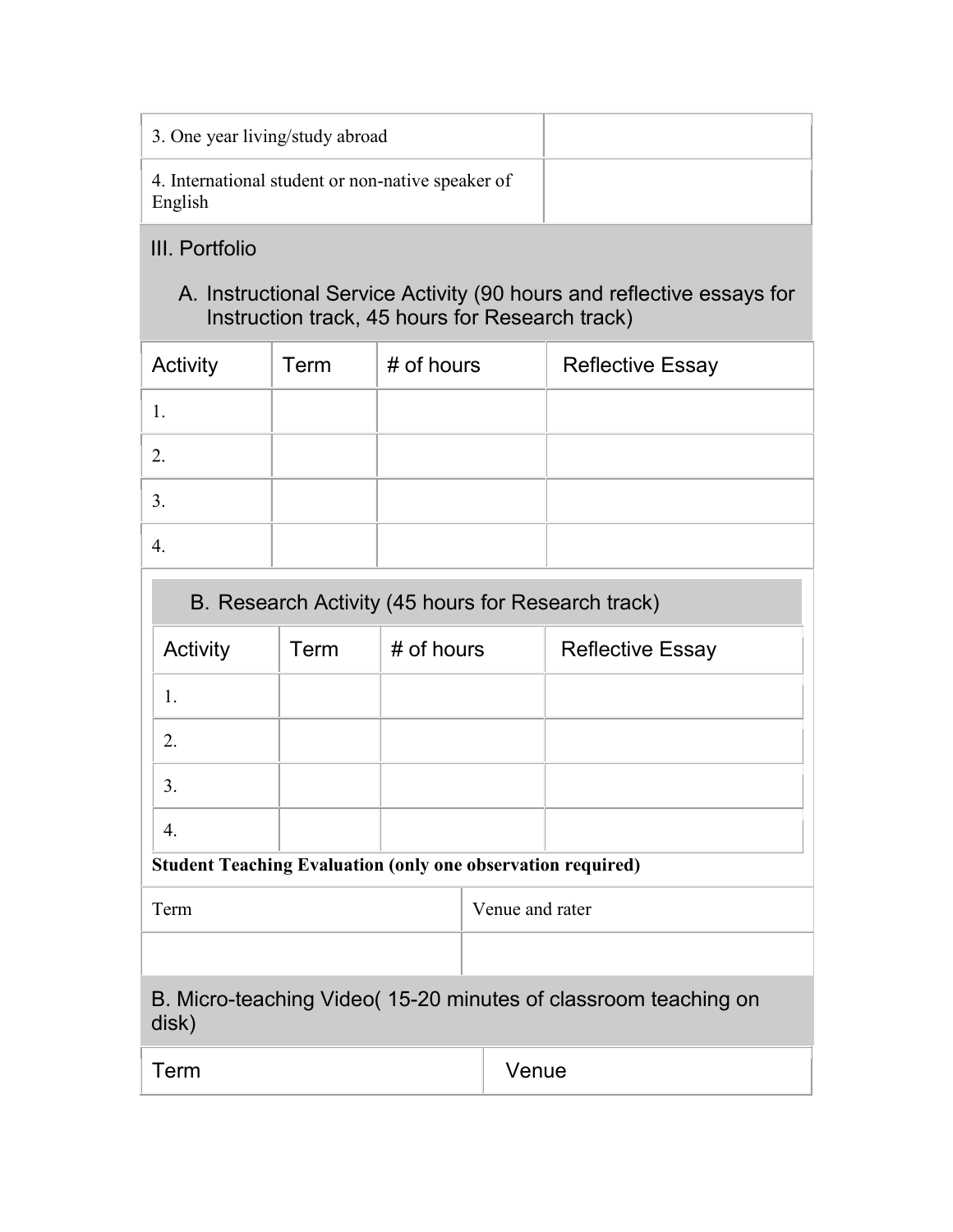| | |
|---|---|
| 3. One year living/study abroad | |
| 4. International student or non-native speaker of English | |

## III. Portfolio

### A. Instructional Service Activity (90 hours and reflective essays for Instruction track, 45 hours for Research track)

| Activity | Term | # of hours | Reflective Essay |
|---|---|---|---|
| 1. | | | |
| 2. | | | |
| 3. | | | |
| 4. | | | |

### B. Research Activity (45 hours for Research track)

| Activity | Term | # of hours | Reflective Essay |
|---|---|---|---|
| 1. | | | |
| 2. | | | |
| 3. | | | |
| 4. | | | |

**Student Teaching Evaluation (only one observation required)**

| Term | Venue and rater |
|---|---|
| | |

### B. Micro-teaching Video( 15-20 minutes of classroom teaching on disk)

| Term | Venue |
|---|---|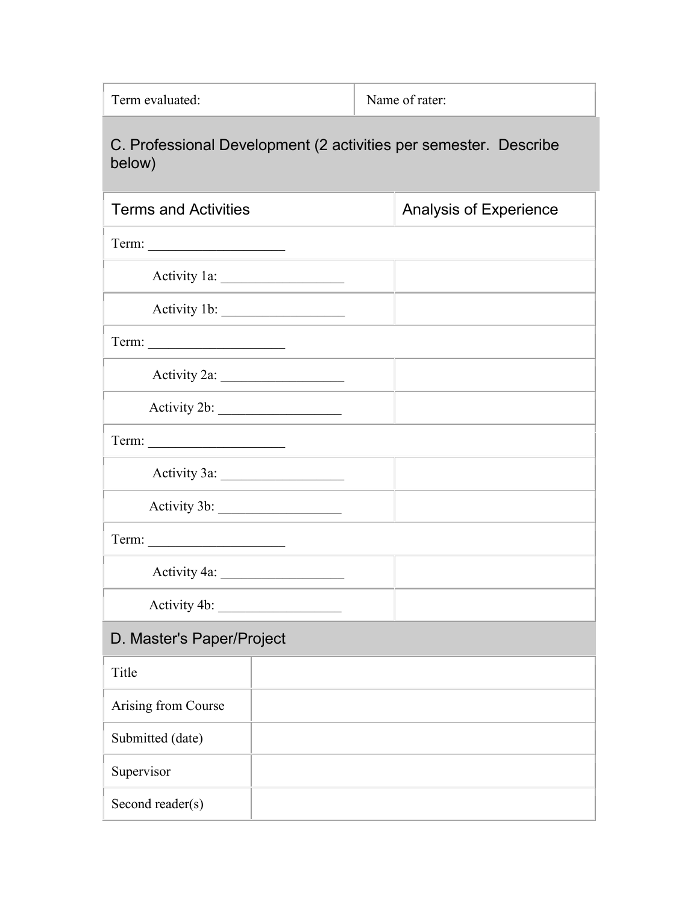| Term evaluated: | Name of rater: |
|---|---|

## C. Professional Development (2 activities per semester. Describe below)

| Terms and Activities | Analysis of Experience |
|---|---|
| Term: ____________________ | |
| Activity 1a: __________________ | |
| Activity 1b: __________________ | |
| Term: ____________________ | |
| Activity 2a: __________________ | |
| Activity 2b: __________________ | |
| Term: ____________________ | |
| Activity 3a: __________________ | |
| Activity 3b: __________________ | |
| Term: ____________________ | |
| Activity 4a: __________________ | |
| Activity 4b: __________________ | |

## D. Master's Paper/Project

| | |
|---|---|
| Title | |
| Arising from Course | |
| Submitted (date) | |
| Supervisor | |
| Second reader(s) | |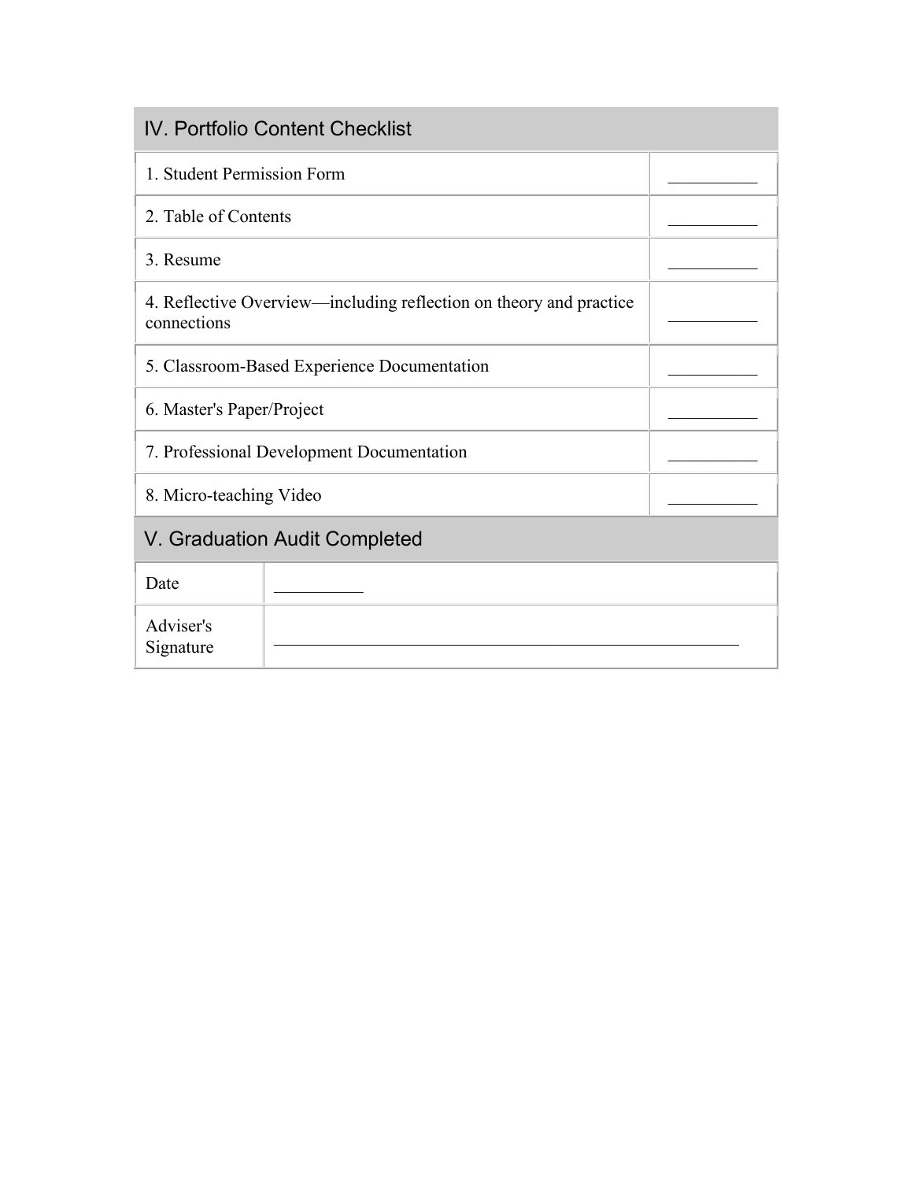## IV. Portfolio Content Checklist

| | |
|---|---|
| 1. Student Permission Form | __________ |
| 2. Table of Contents | __________ |
| 3. Resume | __________ |
| 4. Reflective Overview—including reflection on theory and practice connections | __________ |
| 5. Classroom-Based Experience Documentation | __________ |
| 6. Master's Paper/Project | __________ |
| 7. Professional Development Documentation | __________ |
| 8. Micro-teaching Video | __________ |

## V. Graduation Audit Completed

| | |
|---|---|
| Date | __________ |
| Adviser's Signature | ______________________________________________________ |